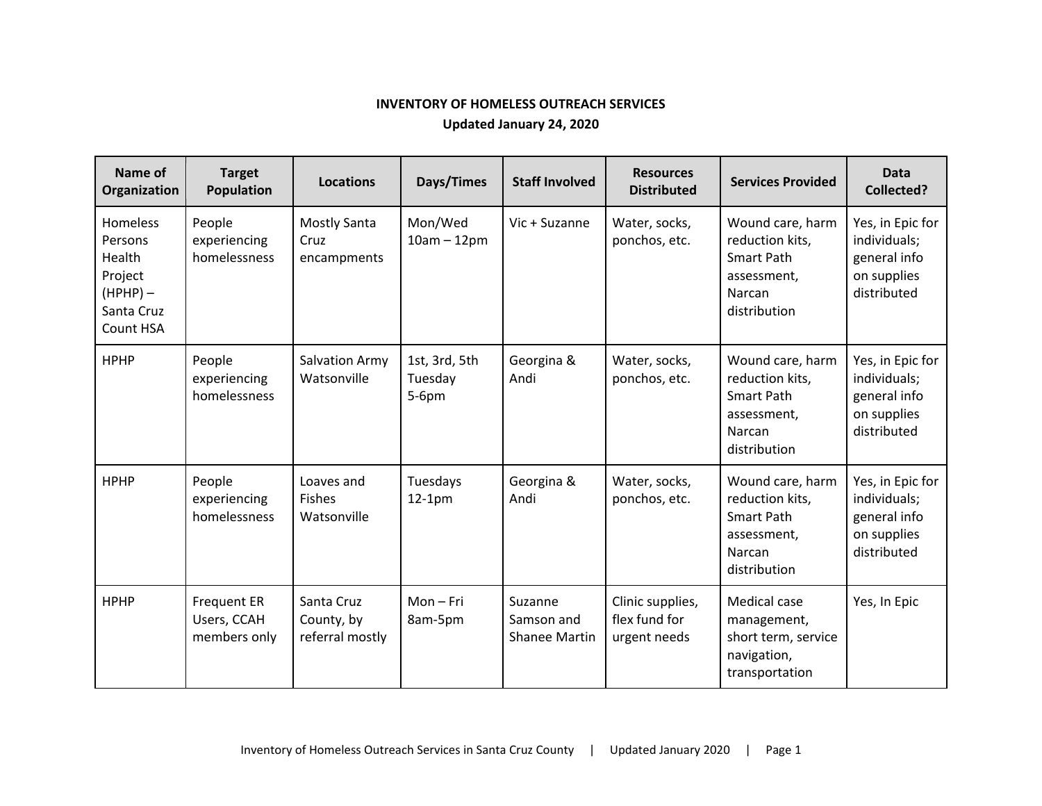**INVENTORY OF HOMELESS OUTREACH SERVICES**

**Updated January 24, 2020**

| Name of Organization | Target Population | Locations | Days/Times | Staff Involved | Resources Distributed | Services Provided | Data Collected? |
|---|---|---|---|---|---|---|---|
| Homeless Persons Health Project (HPHP) – Santa Cruz Count HSA | People experiencing homelessness | Mostly Santa Cruz encampments | Mon/Wed 10am – 12pm | Vic + Suzanne | Water, socks, ponchos, etc. | Wound care, harm reduction kits, Smart Path assessment, Narcan distribution | Yes, in Epic for individuals; general info on supplies distributed |
| HPHP | People experiencing homelessness | Salvation Army Watsonville | 1st, 3rd, 5th Tuesday 5-6pm | Georgina & Andi | Water, socks, ponchos, etc. | Wound care, harm reduction kits, Smart Path assessment, Narcan distribution | Yes, in Epic for individuals; general info on supplies distributed |
| HPHP | People experiencing homelessness | Loaves and Fishes Watsonville | Tuesdays 12-1pm | Georgina & Andi | Water, socks, ponchos, etc. | Wound care, harm reduction kits, Smart Path assessment, Narcan distribution | Yes, in Epic for individuals; general info on supplies distributed |
| HPHP | Frequent ER Users, CCAH members only | Santa Cruz County, by referral mostly | Mon – Fri 8am-5pm | Suzanne Samson and Shanee Martin | Clinic supplies, flex fund for urgent needs | Medical case management, short term, service navigation, transportation | Yes, In Epic |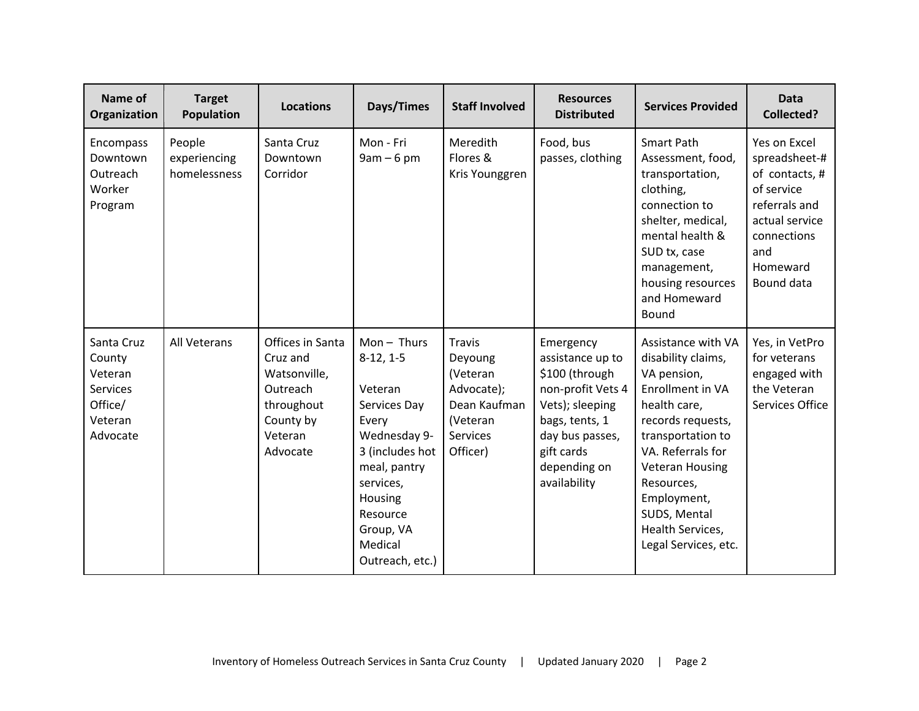| Name of Organization | Target Population | Locations | Days/Times | Staff Involved | Resources Distributed | Services Provided | Data Collected? |
|---|---|---|---|---|---|---|---|
| Encompass Downtown Outreach Worker Program | People experiencing homelessness | Santa Cruz Downtown Corridor | Mon - Fri 9am – 6 pm | Meredith Flores & Kris Younggren | Food, bus passes, clothing | Smart Path Assessment, food, transportation, clothing, connection to shelter, medical, mental health & SUD tx, case management, housing resources and Homeward Bound | Yes on Excel spreadsheet-# of contacts, # of service referrals and actual service connections and Homeward Bound data |
| Santa Cruz County Veteran Services Office/ Veteran Advocate | All Veterans | Offices in Santa Cruz and Watsonville, Outreach throughout County by Veteran Advocate | Mon – Thurs 8-12, 1-5<br><br>Veteran Services Day Every Wednesday 9-3 (includes hot meal, pantry services, Housing Resource Group, VA Medical Outreach, etc.) | Travis Deyoung (Veteran Advocate); Dean Kaufman (Veteran Services Officer) | Emergency assistance up to $100 (through non-profit Vets 4 Vets); sleeping bags, tents, 1 day bus passes, gift cards depending on availability | Assistance with VA disability claims, VA pension, Enrollment in VA health care, records requests, transportation to VA. Referrals for Veteran Housing Resources, Employment, SUDS, Mental Health Services, Legal Services, etc. | Yes, in VetPro for veterans engaged with the Veteran Services Office |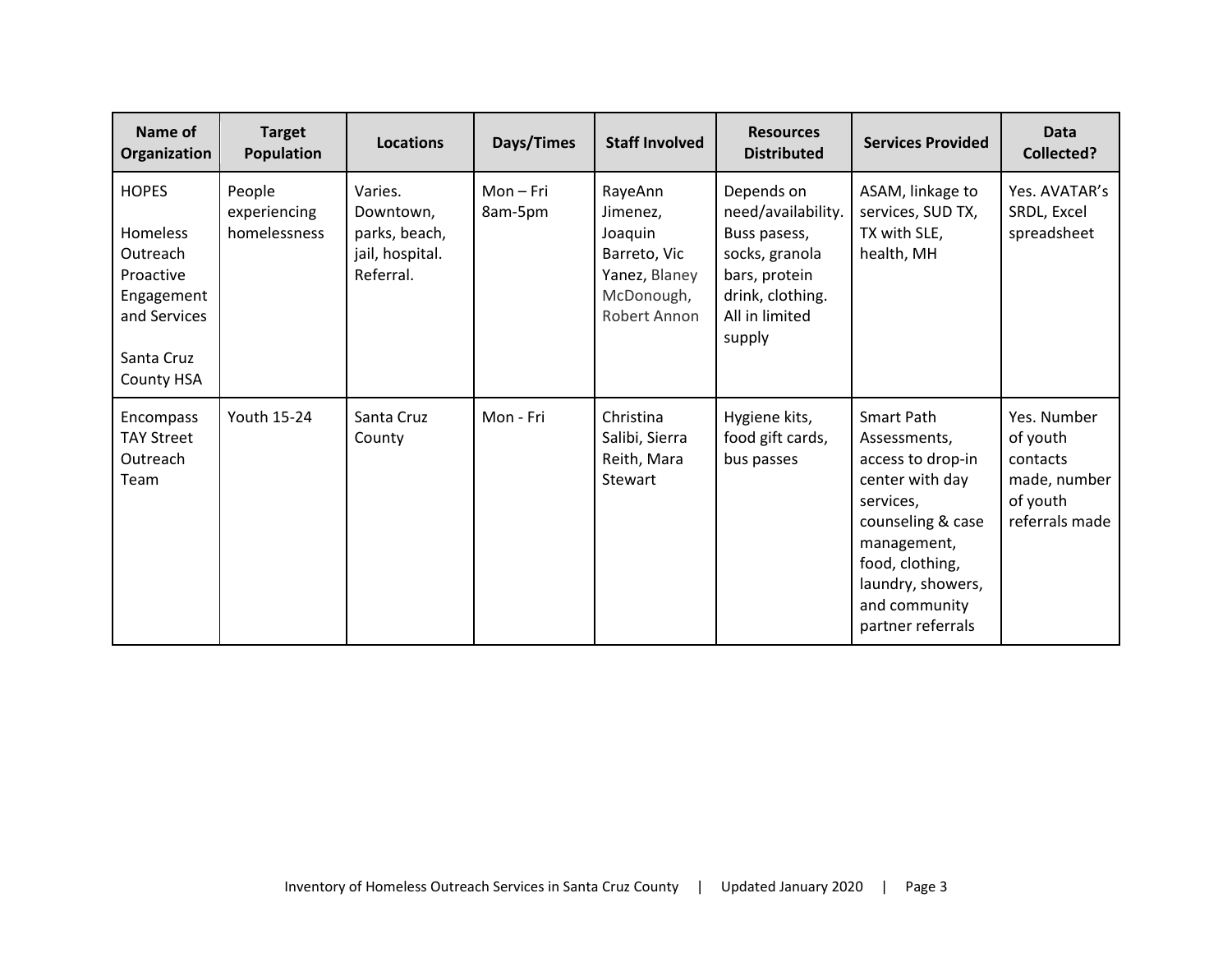| Name of Organization | Target Population | Locations | Days/Times | Staff Involved | Resources Distributed | Services Provided | Data Collected? |
|---|---|---|---|---|---|---|---|
| HOPES<br><br>Homeless Outreach Proactive Engagement and Services<br><br>Santa Cruz County HSA | People experiencing homelessness | Varies. Downtown, parks, beach, jail, hospital. Referral. | Mon – Fri 8am-5pm | RayeAnn Jimenez, Joaquin Barreto, Vic Yanez, Blaney McDonough, Robert Annon | Depends on need/availability. Buss pasess, socks, granola bars, protein drink, clothing. All in limited supply | ASAM, linkage to services, SUD TX, TX with SLE, health, MH | Yes. AVATAR's SRDL, Excel spreadsheet |
| Encompass TAY Street Outreach Team | Youth 15-24 | Santa Cruz County | Mon - Fri | Christina Salibi, Sierra Reith, Mara Stewart | Hygiene kits, food gift cards, bus passes | Smart Path Assessments, access to drop-in center with day services, counseling & case management, food, clothing, laundry, showers, and community partner referrals | Yes. Number of youth contacts made, number of youth referrals made |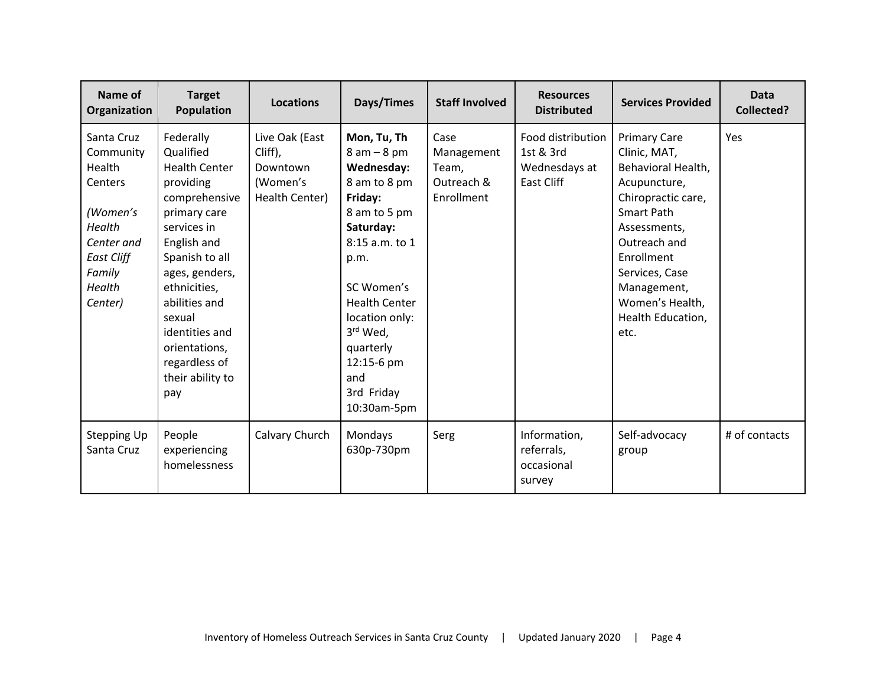| Name of Organization | Target Population | Locations | Days/Times | Staff Involved | Resources Distributed | Services Provided | Data Collected? |
|---|---|---|---|---|---|---|---|
| Santa Cruz Community Health Centers<br><br>*(Women's Health Center and East Cliff Family Health Center)* | Federally Qualified Health Center providing comprehensive primary care services in English and Spanish to all ages, genders, ethnicities, abilities and sexual identities and orientations, regardless of their ability to pay | Live Oak (East Cliff), Downtown (Women's Health Center) | **Mon, Tu, Th** 8 am – 8 pm **Wednesday:** 8 am to 8 pm **Friday:** 8 am to 5 pm **Saturday:** 8:15 a.m. to 1 p.m.<br><br>SC Women's Health Center location only: 3rd Wed, quarterly 12:15-6 pm and 3rd Friday 10:30am-5pm | Case Management Team, Outreach & Enrollment | Food distribution 1st & 3rd Wednesdays at East Cliff | Primary Care Clinic, MAT, Behavioral Health, Acupuncture, Chiropractic care, Smart Path Assessments, Outreach and Enrollment Services, Case Management, Women's Health, Health Education, etc. | Yes |
| Stepping Up Santa Cruz | People experiencing homelessness | Calvary Church | Mondays 630p-730pm | Serg | Information, referrals, occasional survey | Self-advocacy group | # of contacts |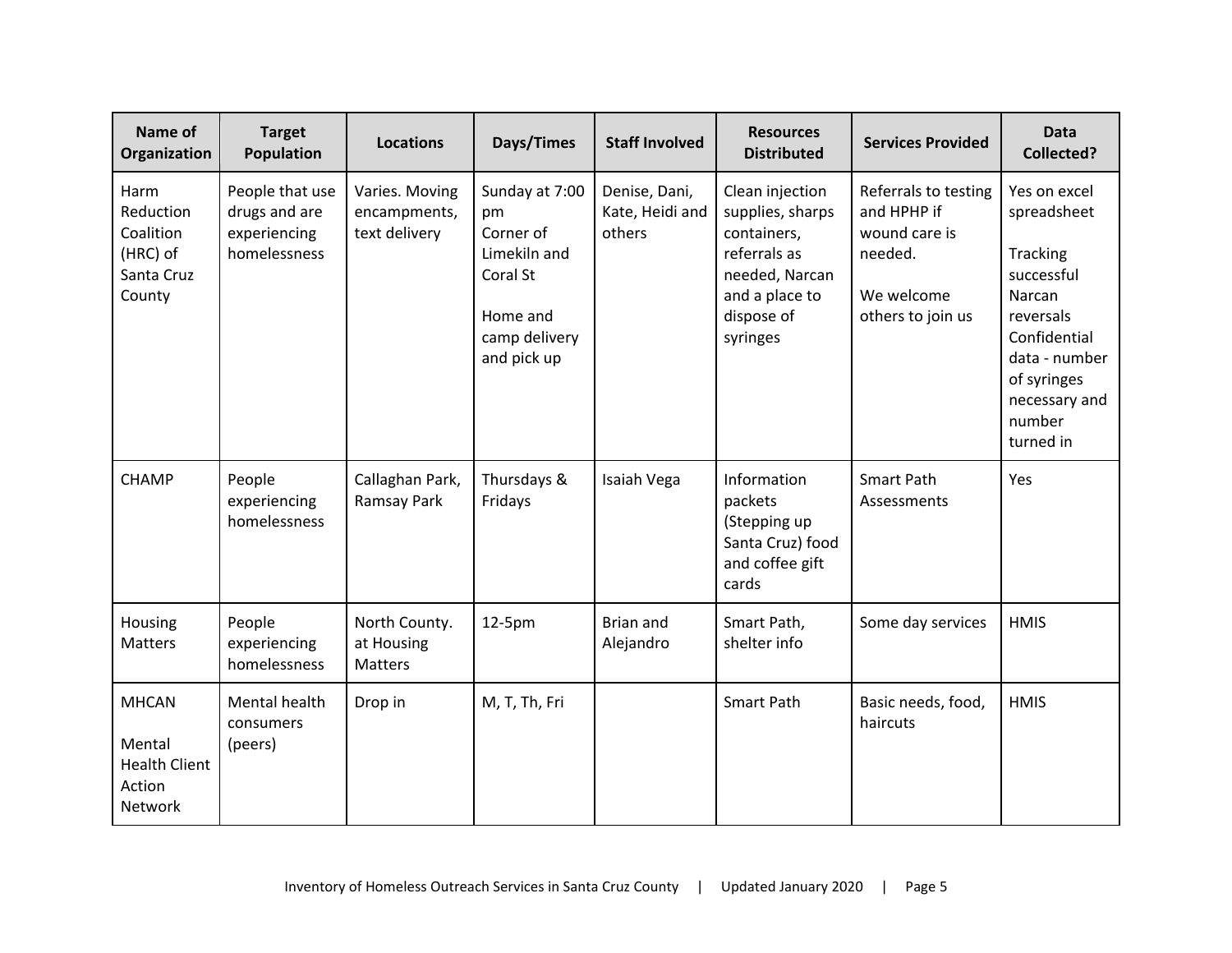| Name of Organization | Target Population | Locations | Days/Times | Staff Involved | Resources Distributed | Services Provided | Data Collected? |
|---|---|---|---|---|---|---|---|
| Harm Reduction Coalition (HRC) of Santa Cruz County | People that use drugs and are experiencing homelessness | Varies. Moving encampments, text delivery | Sunday at 7:00 pm Corner of Limekiln and Coral St<br><br>Home and camp delivery and pick up | Denise, Dani, Kate, Heidi and others | Clean injection supplies, sharps containers, referrals as needed, Narcan and a place to dispose of syringes | Referrals to testing and HPHP if wound care is needed.<br><br>We welcome others to join us | Yes on excel spreadsheet<br><br>Tracking successful Narcan reversals Confidential data - number of syringes necessary and number turned in |
| CHAMP | People experiencing homelessness | Callaghan Park, Ramsay Park | Thursdays & Fridays | Isaiah Vega | Information packets (Stepping up Santa Cruz) food and coffee gift cards | Smart Path Assessments | Yes |
| Housing Matters | People experiencing homelessness | North County. at Housing Matters | 12-5pm | Brian and Alejandro | Smart Path, shelter info | Some day services | HMIS |
| MHCAN<br><br>Mental Health Client Action Network | Mental health consumers (peers) | Drop in | M, T, Th, Fri | | Smart Path | Basic needs, food, haircuts | HMIS |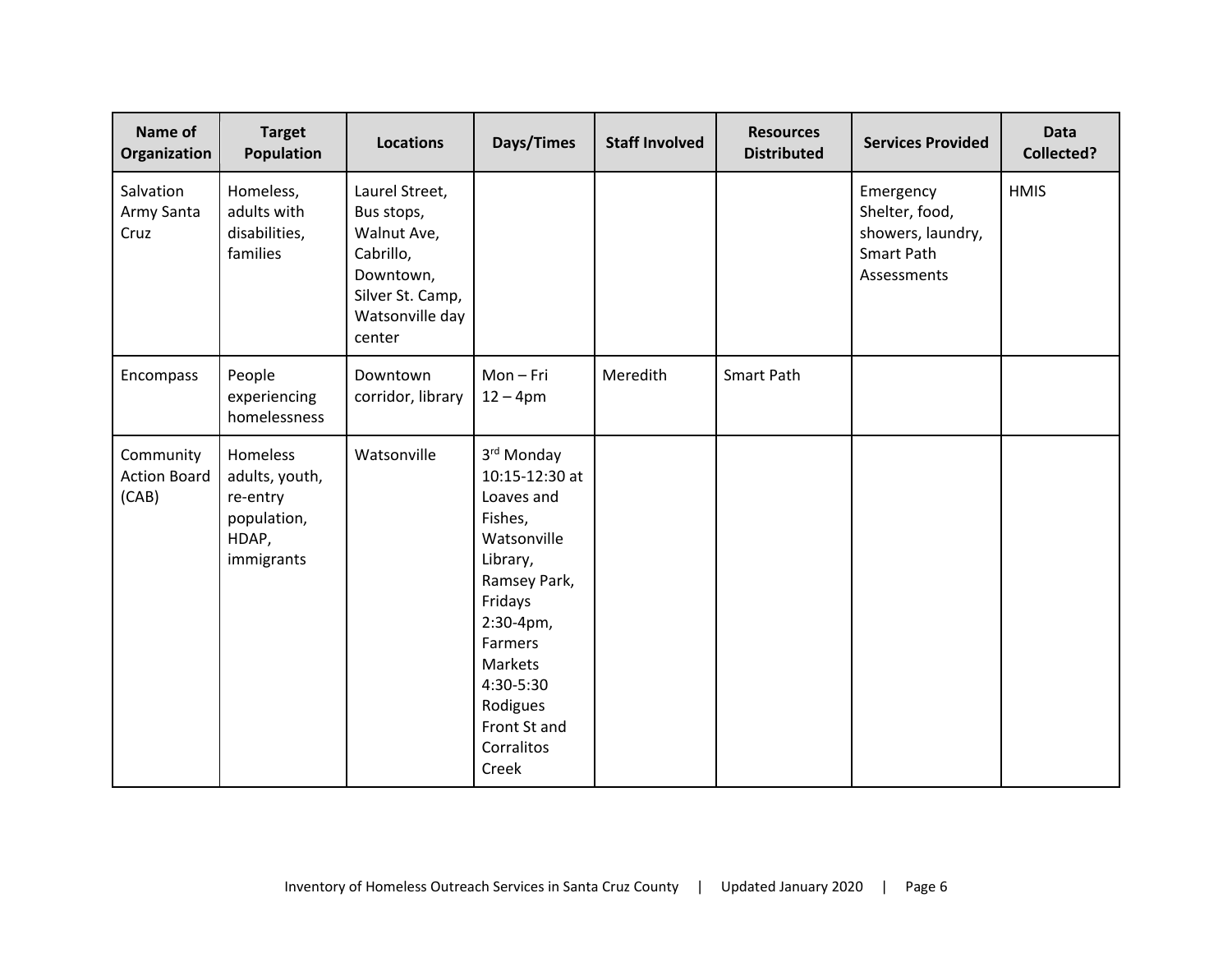| Name of Organization | Target Population | Locations | Days/Times | Staff Involved | Resources Distributed | Services Provided | Data Collected? |
|---|---|---|---|---|---|---|---|
| Salvation Army Santa Cruz | Homeless, adults with disabilities, families | Laurel Street, Bus stops, Walnut Ave, Cabrillo, Downtown, Silver St. Camp, Watsonville day center | | | | Emergency Shelter, food, showers, laundry, Smart Path Assessments | HMIS |
| Encompass | People experiencing homelessness | Downtown corridor, library | Mon – Fri 12 – 4pm | Meredith | Smart Path | | |
| Community Action Board (CAB) | Homeless adults, youth, re-entry population, HDAP, immigrants | Watsonville | 3rd Monday 10:15-12:30 at Loaves and Fishes, Watsonville Library, Ramsey Park, Fridays 2:30-4pm, Farmers Markets 4:30-5:30 Rodigues Front St and Corralitos Creek | | | | |